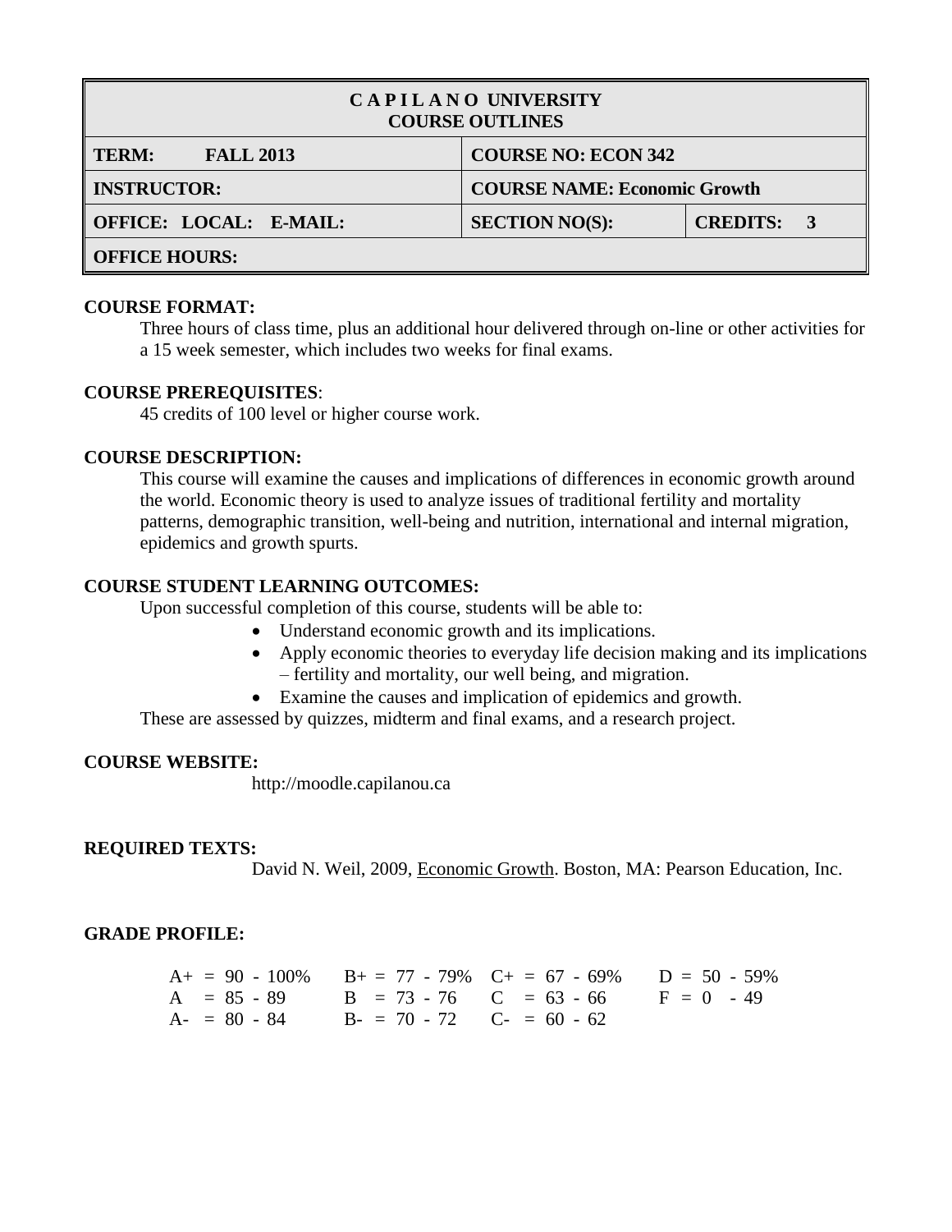| CAPILANO UNIVERSITY COURSE OUTLINES | | |
| --- | --- | --- |
| **TERM: FALL 2013** | **COURSE NO: ECON 342** | |
| **INSTRUCTOR:** | **COURSE NAME: Economic Growth** | |
| **OFFICE: LOCAL: E-MAIL:** | **SECTION NO(S):** | **CREDITS: 3** |
| **OFFICE HOURS:** | | |

**COURSE FORMAT:**

Three hours of class time, plus an additional hour delivered through on-line or other activities for a 15 week semester, which includes two weeks for final exams.

**COURSE PREREQUISITES**:

45 credits of 100 level or higher course work.

**COURSE DESCRIPTION:**

This course will examine the causes and implications of differences in economic growth around the world. Economic theory is used to analyze issues of traditional fertility and mortality patterns, demographic transition, well-being and nutrition, international and internal migration, epidemics and growth spurts.

**COURSE STUDENT LEARNING OUTCOMES:**

Upon successful completion of this course, students will be able to:

- Understand economic growth and its implications.
- Apply economic theories to everyday life decision making and its implications – fertility and mortality, our well being, and migration.
- Examine the causes and implication of epidemics and growth.

These are assessed by quizzes, midterm and final exams, and a research project.

**COURSE WEBSITE:**

http://moodle.capilanou.ca

**REQUIRED TEXTS:**

David N. Weil, 2009, Economic Growth. Boston, MA: Pearson Education, Inc.

**GRADE PROFILE:**

| | | | |
| --- | --- | --- | --- |
| A+ = 90 - 100% | B+ = 77 - 79% | C+ = 67 - 69% | D = 50 - 59% |
| A = 85 - 89 | B = 73 - 76 | C = 63 - 66 | F = 0 - 49 |
| A- = 80 - 84 | B- = 70 - 72 | C- = 60 - 62 | |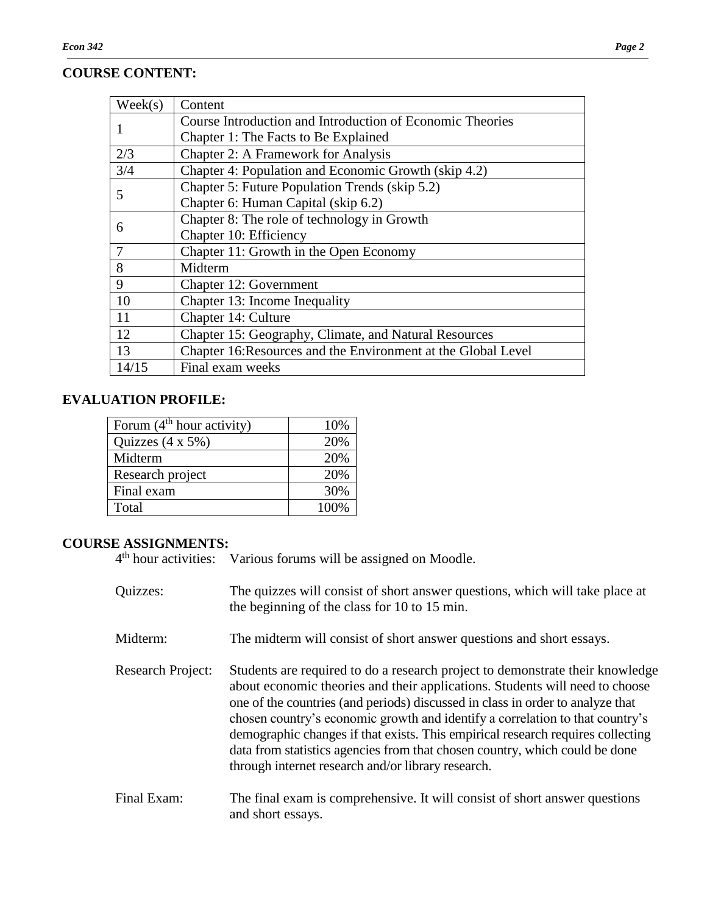## COURSE CONTENT:

| Week(s) | Content |
| --- | --- |
| 1 | Course Introduction and Introduction of Economic Theories<br>Chapter 1: The Facts to Be Explained |
| 2/3 | Chapter 2: A Framework for Analysis |
| 3/4 | Chapter 4: Population and Economic Growth (skip 4.2) |
| 5 | Chapter 5: Future Population Trends (skip 5.2)<br>Chapter 6: Human Capital (skip 6.2) |
| 6 | Chapter 8: The role of technology in Growth<br>Chapter 10: Efficiency |
| 7 | Chapter 11: Growth in the Open Economy |
| 8 | Midterm |
| 9 | Chapter 12: Government |
| 10 | Chapter 13: Income Inequality |
| 11 | Chapter 14: Culture |
| 12 | Chapter 15: Geography, Climate, and Natural Resources |
| 13 | Chapter 16:Resources and the Environment at the Global Level |
| 14/15 | Final exam weeks |

## EVALUATION PROFILE:

| | |
| --- | --- |
| Forum (4th hour activity) | 10% |
| Quizzes (4 x 5%) | 20% |
| Midterm | 20% |
| Research project | 20% |
| Final exam | 30% |
| Total | 100% |

## COURSE ASSIGNMENTS:

4th hour activities: Various forums will be assigned on Moodle.

Quizzes: The quizzes will consist of short answer questions, which will take place at the beginning of the class for 10 to 15 min.

Midterm: The midterm will consist of short answer questions and short essays.

Research Project: Students are required to do a research project to demonstrate their knowledge about economic theories and their applications. Students will need to choose one of the countries (and periods) discussed in class in order to analyze that chosen country's economic growth and identify a correlation to that country's demographic changes if that exists. This empirical research requires collecting data from statistics agencies from that chosen country, which could be done through internet research and/or library research.

Final Exam: The final exam is comprehensive. It will consist of short answer questions and short essays.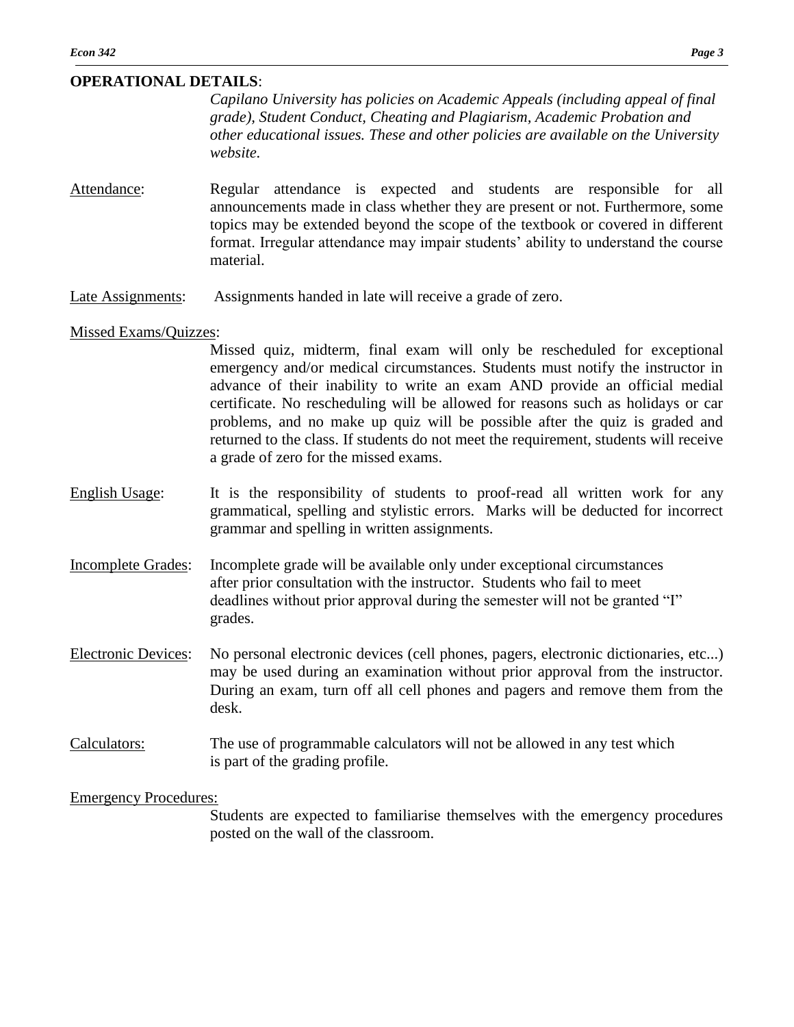**OPERATIONAL DETAILS**:

*Capilano University has policies on Academic Appeals (including appeal of final grade), Student Conduct, Cheating and Plagiarism, Academic Probation and other educational issues. These and other policies are available on the University website.*

Attendance: Regular attendance is expected and students are responsible for all announcements made in class whether they are present or not. Furthermore, some topics may be extended beyond the scope of the textbook or covered in different format. Irregular attendance may impair students' ability to understand the course material.

Late Assignments: Assignments handed in late will receive a grade of zero.

Missed Exams/Quizzes:

Missed quiz, midterm, final exam will only be rescheduled for exceptional emergency and/or medical circumstances. Students must notify the instructor in advance of their inability to write an exam AND provide an official medial certificate. No rescheduling will be allowed for reasons such as holidays or car problems, and no make up quiz will be possible after the quiz is graded and returned to the class. If students do not meet the requirement, students will receive a grade of zero for the missed exams.

English Usage: It is the responsibility of students to proof-read all written work for any grammatical, spelling and stylistic errors. Marks will be deducted for incorrect grammar and spelling in written assignments.

Incomplete Grades: Incomplete grade will be available only under exceptional circumstances after prior consultation with the instructor. Students who fail to meet deadlines without prior approval during the semester will not be granted "I" grades.

Electronic Devices: No personal electronic devices (cell phones, pagers, electronic dictionaries, etc...) may be used during an examination without prior approval from the instructor. During an exam, turn off all cell phones and pagers and remove them from the desk.

Calculators: The use of programmable calculators will not be allowed in any test which is part of the grading profile.

Emergency Procedures:

Students are expected to familiarise themselves with the emergency procedures posted on the wall of the classroom.